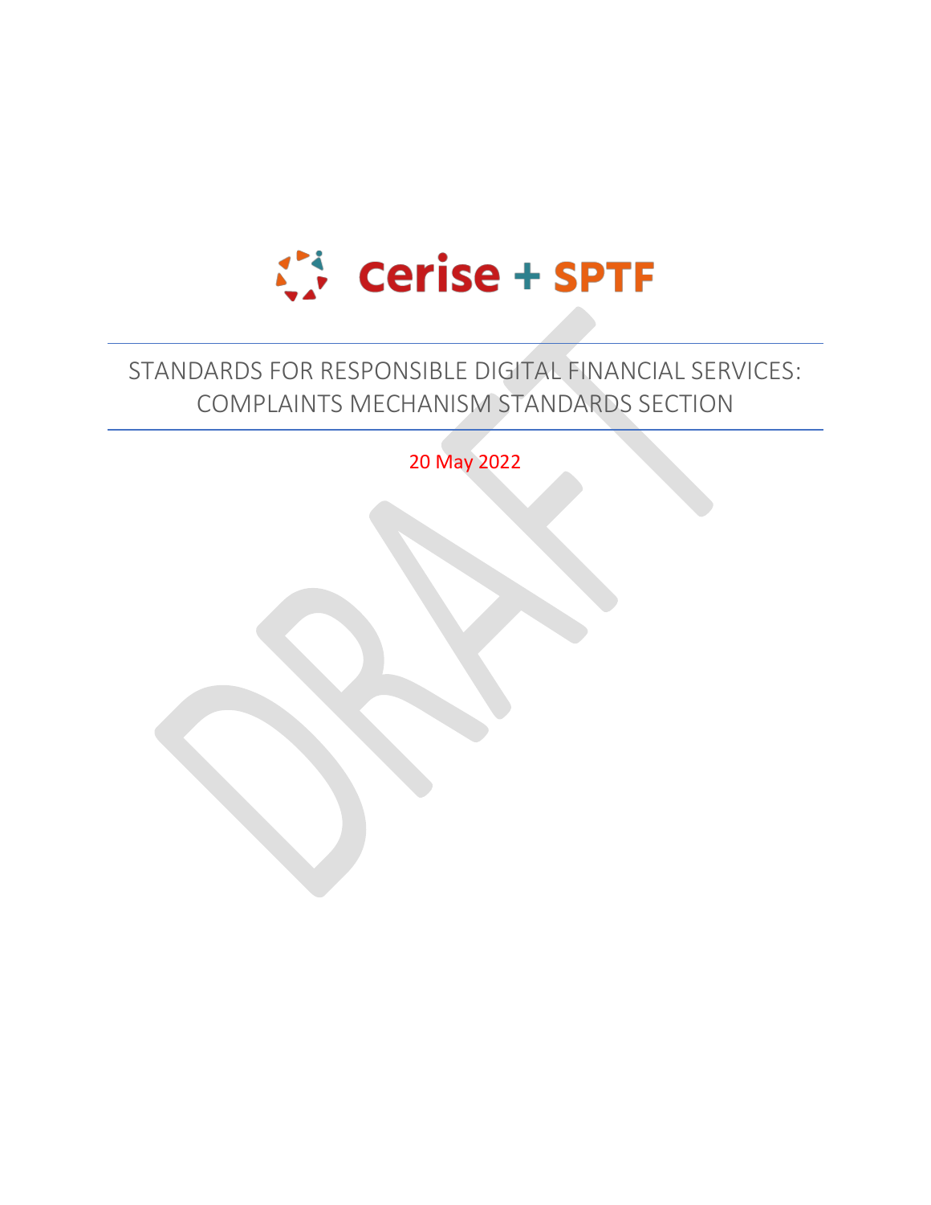Cerise + SPTF

# STANDARDS FOR RESPONSIBLE DIGITAL FINANCIAL SERVICES: COMPLAINTS MECHANISM STANDARDS SECTION

20 May 2022

DRAFT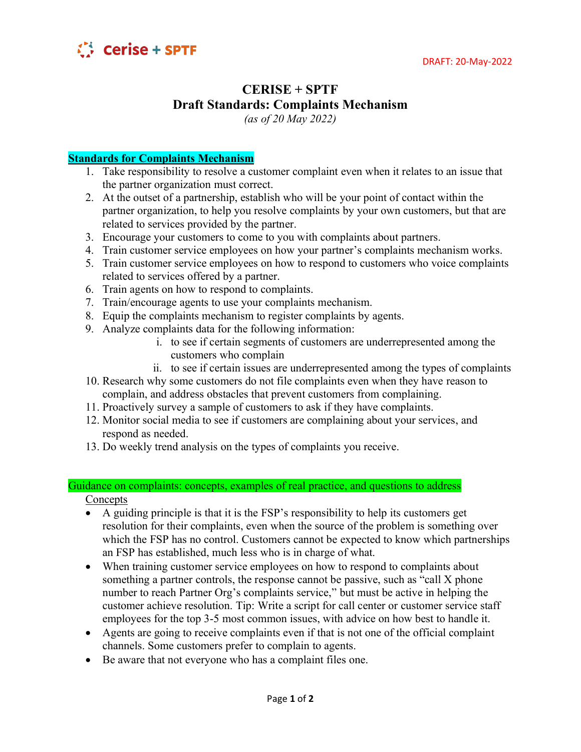# CERISE + SPTF
## Draft Standards: Complaints Mechanism
*(as of 20 May 2022)*

DRAFT: 20-May-2022

### Standards for Complaints Mechanism

1. Take responsibility to resolve a customer complaint even when it relates to an issue that the partner organization must correct.
2. At the outset of a partnership, establish who will be your point of contact within the partner organization, to help you resolve complaints by your own customers, but that are related to services provided by the partner.
3. Encourage your customers to come to you with complaints about partners.
4. Train customer service employees on how your partner's complaints mechanism works.
5. Train customer service employees on how to respond to customers who voice complaints related to services offered by a partner.
6. Train agents on how to respond to complaints.
7. Train/encourage agents to use your complaints mechanism.
8. Equip the complaints mechanism to register complaints by agents.
9. Analyze complaints data for the following information:
   i. to see if certain segments of customers are underrepresented among the customers who complain
   ii. to see if certain issues are underrepresented among the types of complaints
10. Research why some customers do not file complaints even when they have reason to complain, and address obstacles that prevent customers from complaining.
11. Proactively survey a sample of customers to ask if they have complaints.
12. Monitor social media to see if customers are complaining about your services, and respond as needed.
13. Do weekly trend analysis on the types of complaints you receive.

### Guidance on complaints: concepts, examples of real practice, and questions to address

Concepts

- A guiding principle is that it is the FSP's responsibility to help its customers get resolution for their complaints, even when the source of the problem is something over which the FSP has no control. Customers cannot be expected to know which partnerships an FSP has established, much less who is in charge of what.
- When training customer service employees on how to respond to complaints about something a partner controls, the response cannot be passive, such as "call X phone number to reach Partner Org's complaints service," but must be active in helping the customer achieve resolution. Tip: Write a script for call center or customer service staff employees for the top 3-5 most common issues, with advice on how best to handle it.
- Agents are going to receive complaints even if that is not one of the official complaint channels. Some customers prefer to complain to agents.
- Be aware that not everyone who has a complaint files one.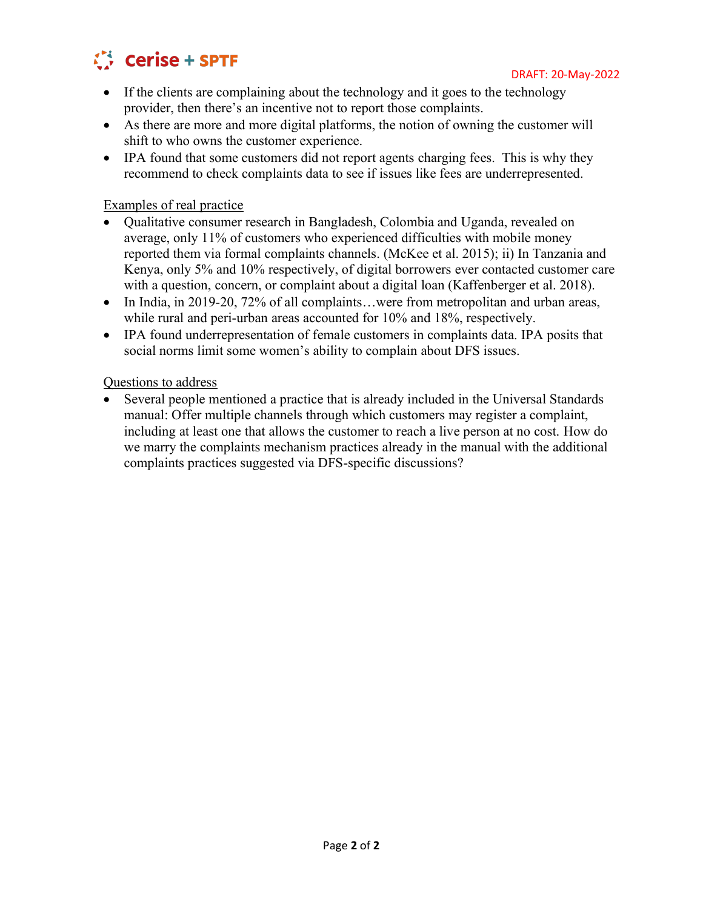- If the clients are complaining about the technology and it goes to the technology provider, then there's an incentive not to report those complaints.
- As there are more and more digital platforms, the notion of owning the customer will shift to who owns the customer experience.
- IPA found that some customers did not report agents charging fees. This is why they recommend to check complaints data to see if issues like fees are underrepresented.

Examples of real practice

- Qualitative consumer research in Bangladesh, Colombia and Uganda, revealed on average, only 11% of customers who experienced difficulties with mobile money reported them via formal complaints channels. (McKee et al. 2015); ii) In Tanzania and Kenya, only 5% and 10% respectively, of digital borrowers ever contacted customer care with a question, concern, or complaint about a digital loan (Kaffenberger et al. 2018).
- In India, in 2019-20, 72% of all complaints…were from metropolitan and urban areas, while rural and peri-urban areas accounted for 10% and 18%, respectively.
- IPA found underrepresentation of female customers in complaints data. IPA posits that social norms limit some women's ability to complain about DFS issues.

Questions to address

- Several people mentioned a practice that is already included in the Universal Standards manual: Offer multiple channels through which customers may register a complaint, including at least one that allows the customer to reach a live person at no cost. How do we marry the complaints mechanism practices already in the manual with the additional complaints practices suggested via DFS-specific discussions?